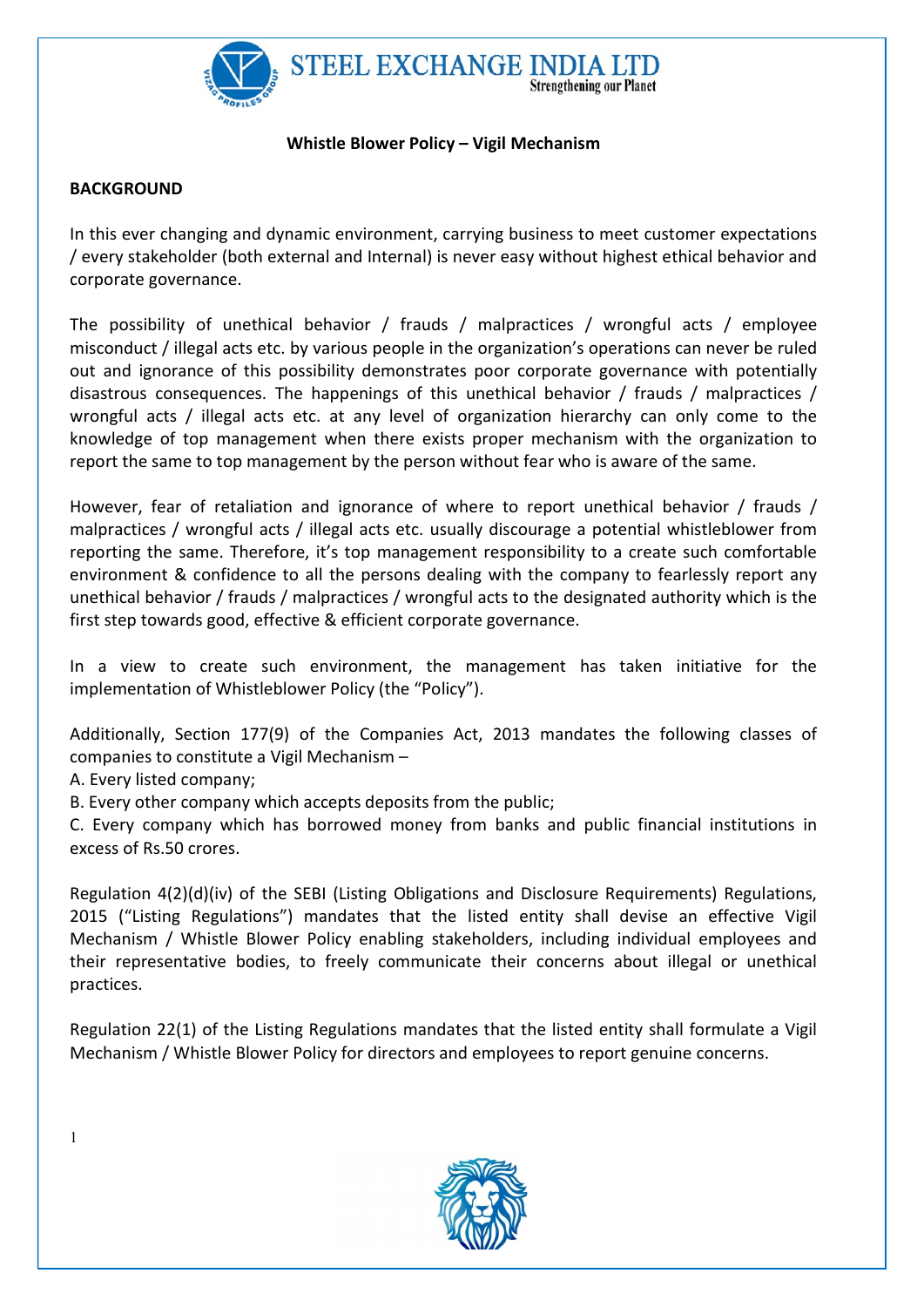## Whistle Blower Policy – Vigil Mechanism

**BACKGROUND**

In this ever changing and dynamic environment, carrying business to meet customer expectations / every stakeholder (both external and Internal) is never easy without highest ethical behavior and corporate governance.

The possibility of unethical behavior / frauds / malpractices / wrongful acts / employee misconduct / illegal acts etc. by various people in the organization's operations can never be ruled out and ignorance of this possibility demonstrates poor corporate governance with potentially disastrous consequences. The happenings of this unethical behavior / frauds / malpractices / wrongful acts / illegal acts etc. at any level of organization hierarchy can only come to the knowledge of top management when there exists proper mechanism with the organization to report the same to top management by the person without fear who is aware of the same.

However, fear of retaliation and ignorance of where to report unethical behavior / frauds / malpractices / wrongful acts / illegal acts etc. usually discourage a potential whistleblower from reporting the same. Therefore, it's top management responsibility to a create such comfortable environment & confidence to all the persons dealing with the company to fearlessly report any unethical behavior / frauds / malpractices / wrongful acts to the designated authority which is the first step towards good, effective & efficient corporate governance.

In a view to create such environment, the management has taken initiative for the implementation of Whistleblower Policy (the "Policy").

Additionally, Section 177(9) of the Companies Act, 2013 mandates the following classes of companies to constitute a Vigil Mechanism –

A. Every listed company;
B. Every other company which accepts deposits from the public;
C. Every company which has borrowed money from banks and public financial institutions in excess of Rs.50 crores.

Regulation 4(2)(d)(iv) of the SEBI (Listing Obligations and Disclosure Requirements) Regulations, 2015 ("Listing Regulations") mandates that the listed entity shall devise an effective Vigil Mechanism / Whistle Blower Policy enabling stakeholders, including individual employees and their representative bodies, to freely communicate their concerns about illegal or unethical practices.

Regulation 22(1) of the Listing Regulations mandates that the listed entity shall formulate a Vigil Mechanism / Whistle Blower Policy for directors and employees to report genuine concerns.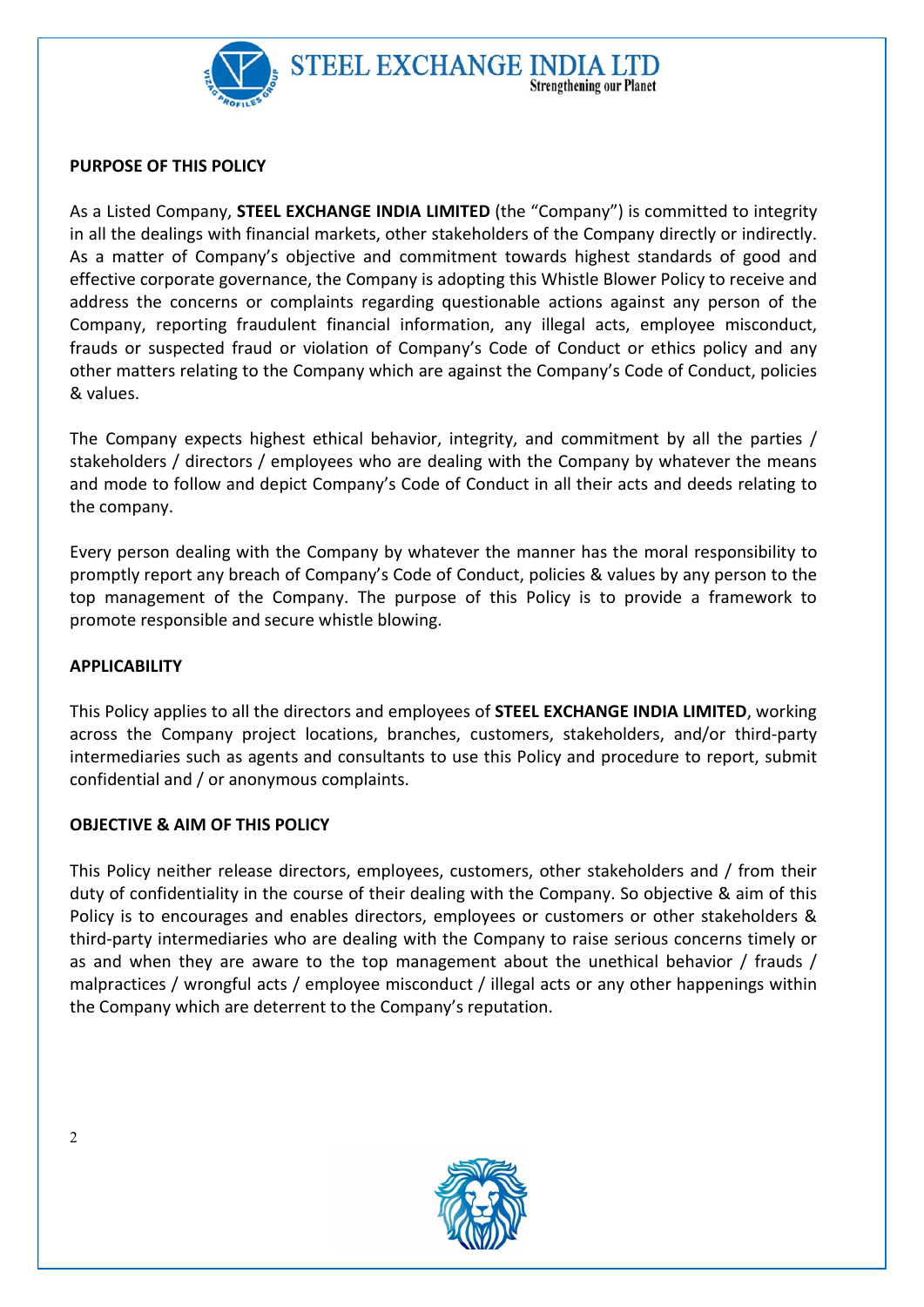## PURPOSE OF THIS POLICY

As a Listed Company, **STEEL EXCHANGE INDIA LIMITED** (the "Company") is committed to integrity in all the dealings with financial markets, other stakeholders of the Company directly or indirectly. As a matter of Company's objective and commitment towards highest standards of good and effective corporate governance, the Company is adopting this Whistle Blower Policy to receive and address the concerns or complaints regarding questionable actions against any person of the Company, reporting fraudulent financial information, any illegal acts, employee misconduct, frauds or suspected fraud or violation of Company's Code of Conduct or ethics policy and any other matters relating to the Company which are against the Company's Code of Conduct, policies & values.

The Company expects highest ethical behavior, integrity, and commitment by all the parties / stakeholders / directors / employees who are dealing with the Company by whatever the means and mode to follow and depict Company's Code of Conduct in all their acts and deeds relating to the company.

Every person dealing with the Company by whatever the manner has the moral responsibility to promptly report any breach of Company's Code of Conduct, policies & values by any person to the top management of the Company. The purpose of this Policy is to provide a framework to promote responsible and secure whistle blowing.

## APPLICABILITY

This Policy applies to all the directors and employees of **STEEL EXCHANGE INDIA LIMITED**, working across the Company project locations, branches, customers, stakeholders, and/or third-party intermediaries such as agents and consultants to use this Policy and procedure to report, submit confidential and / or anonymous complaints.

## OBJECTIVE & AIM OF THIS POLICY

This Policy neither release directors, employees, customers, other stakeholders and / from their duty of confidentiality in the course of their dealing with the Company. So objective & aim of this Policy is to encourages and enables directors, employees or customers or other stakeholders & third-party intermediaries who are dealing with the Company to raise serious concerns timely or as and when they are aware to the top management about the unethical behavior / frauds / malpractices / wrongful acts / employee misconduct / illegal acts or any other happenings within the Company which are deterrent to the Company's reputation.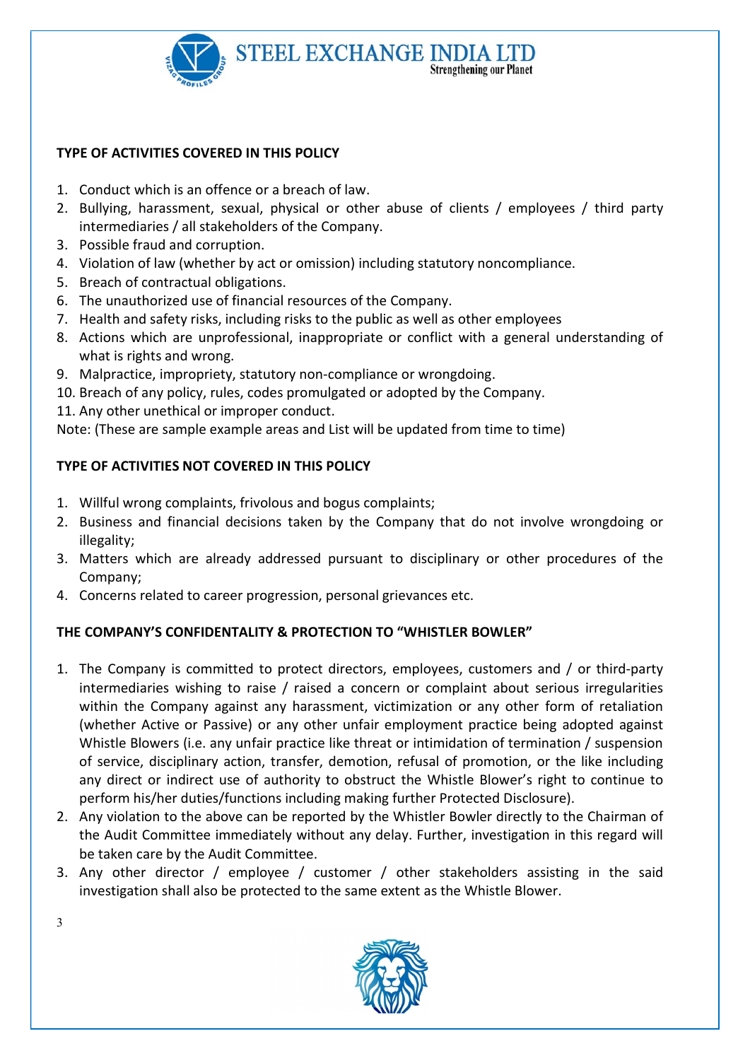**TYPE OF ACTIVITIES COVERED IN THIS POLICY**

1. Conduct which is an offence or a breach of law.
2. Bullying, harassment, sexual, physical or other abuse of clients / employees / third party intermediaries / all stakeholders of the Company.
3. Possible fraud and corruption.
4. Violation of law (whether by act or omission) including statutory noncompliance.
5. Breach of contractual obligations.
6. The unauthorized use of financial resources of the Company.
7. Health and safety risks, including risks to the public as well as other employees
8. Actions which are unprofessional, inappropriate or conflict with a general understanding of what is rights and wrong.
9. Malpractice, impropriety, statutory non-compliance or wrongdoing.
10. Breach of any policy, rules, codes promulgated or adopted by the Company.
11. Any other unethical or improper conduct.

Note: (These are sample example areas and List will be updated from time to time)

**TYPE OF ACTIVITIES NOT COVERED IN THIS POLICY**

1. Willful wrong complaints, frivolous and bogus complaints;
2. Business and financial decisions taken by the Company that do not involve wrongdoing or illegality;
3. Matters which are already addressed pursuant to disciplinary or other procedures of the Company;
4. Concerns related to career progression, personal grievances etc.

**THE COMPANY'S CONFIDENTALITY & PROTECTION TO "WHISTLER BOWLER"**

1. The Company is committed to protect directors, employees, customers and / or third-party intermediaries wishing to raise / raised a concern or complaint about serious irregularities within the Company against any harassment, victimization or any other form of retaliation (whether Active or Passive) or any other unfair employment practice being adopted against Whistle Blowers (i.e. any unfair practice like threat or intimidation of termination / suspension of service, disciplinary action, transfer, demotion, refusal of promotion, or the like including any direct or indirect use of authority to obstruct the Whistle Blower's right to continue to perform his/her duties/functions including making further Protected Disclosure).
2. Any violation to the above can be reported by the Whistler Bowler directly to the Chairman of the Audit Committee immediately without any delay. Further, investigation in this regard will be taken care by the Audit Committee.
3. Any other director / employee / customer / other stakeholders assisting in the said investigation shall also be protected to the same extent as the Whistle Blower.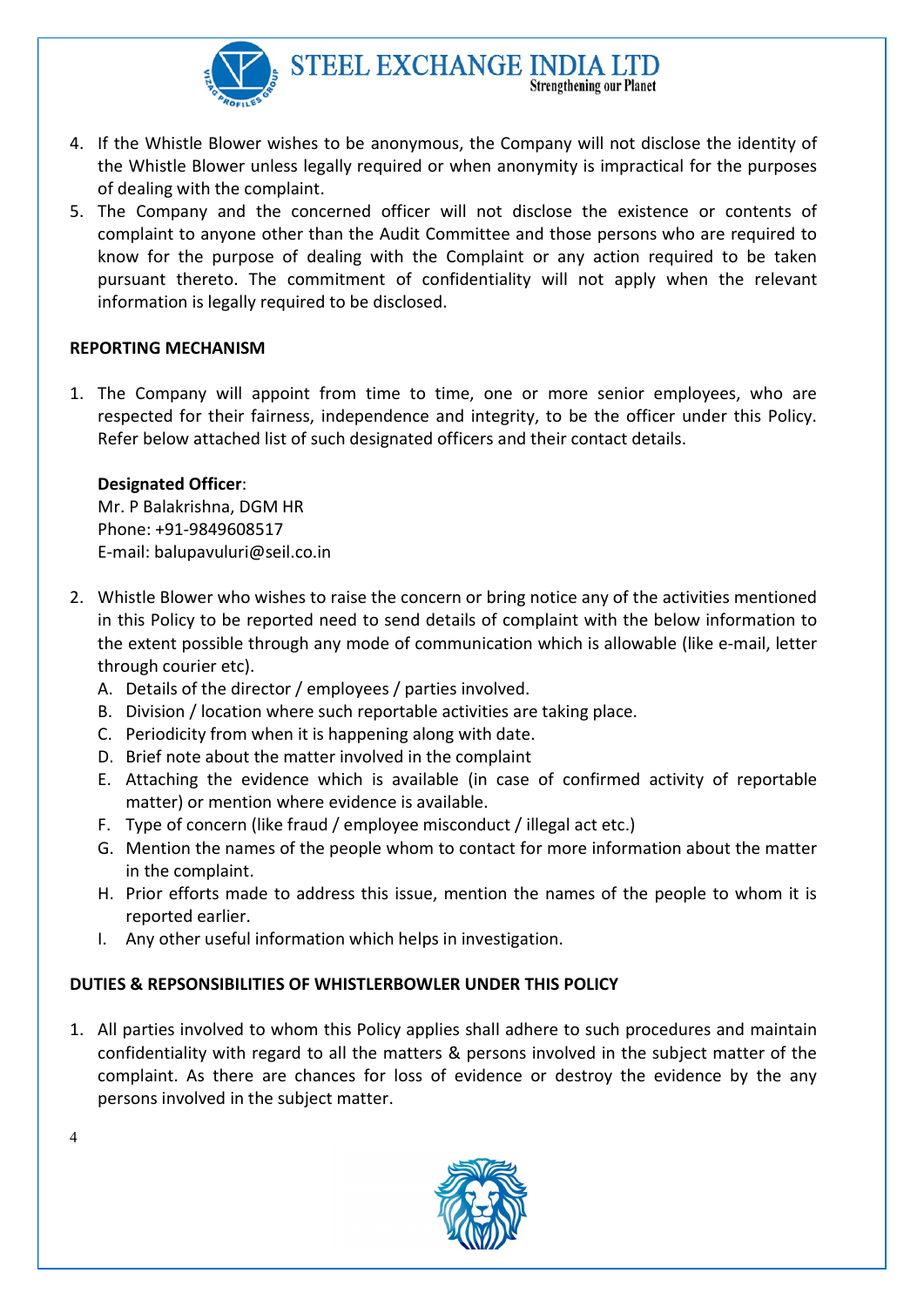4. If the Whistle Blower wishes to be anonymous, the Company will not disclose the identity of the Whistle Blower unless legally required or when anonymity is impractical for the purposes of dealing with the complaint.
5. The Company and the concerned officer will not disclose the existence or contents of complaint to anyone other than the Audit Committee and those persons who are required to know for the purpose of dealing with the Complaint or any action required to be taken pursuant thereto. The commitment of confidentiality will not apply when the relevant information is legally required to be disclosed.

**REPORTING MECHANISM**

1. The Company will appoint from time to time, one or more senior employees, who are respected for their fairness, independence and integrity, to be the officer under this Policy. Refer below attached list of such designated officers and their contact details.

   **Designated Officer**:
   Mr. P Balakrishna, DGM HR
   Phone: +91-9849608517
   E-mail: balupavuluri@seil.co.in

2. Whistle Blower who wishes to raise the concern or bring notice any of the activities mentioned in this Policy to be reported need to send details of complaint with the below information to the extent possible through any mode of communication which is allowable (like e-mail, letter through courier etc).
   A. Details of the director / employees / parties involved.
   B. Division / location where such reportable activities are taking place.
   C. Periodicity from when it is happening along with date.
   D. Brief note about the matter involved in the complaint
   E. Attaching the evidence which is available (in case of confirmed activity of reportable matter) or mention where evidence is available.
   F. Type of concern (like fraud / employee misconduct / illegal act etc.)
   G. Mention the names of the people whom to contact for more information about the matter in the complaint.
   H. Prior efforts made to address this issue, mention the names of the people to whom it is reported earlier.
   I. Any other useful information which helps in investigation.

**DUTIES & REPSONSIBILITIES OF WHISTLERBOWLER UNDER THIS POLICY**

1. All parties involved to whom this Policy applies shall adhere to such procedures and maintain confidentiality with regard to all the matters & persons involved in the subject matter of the complaint. As there are chances for loss of evidence or destroy the evidence by the any persons involved in the subject matter.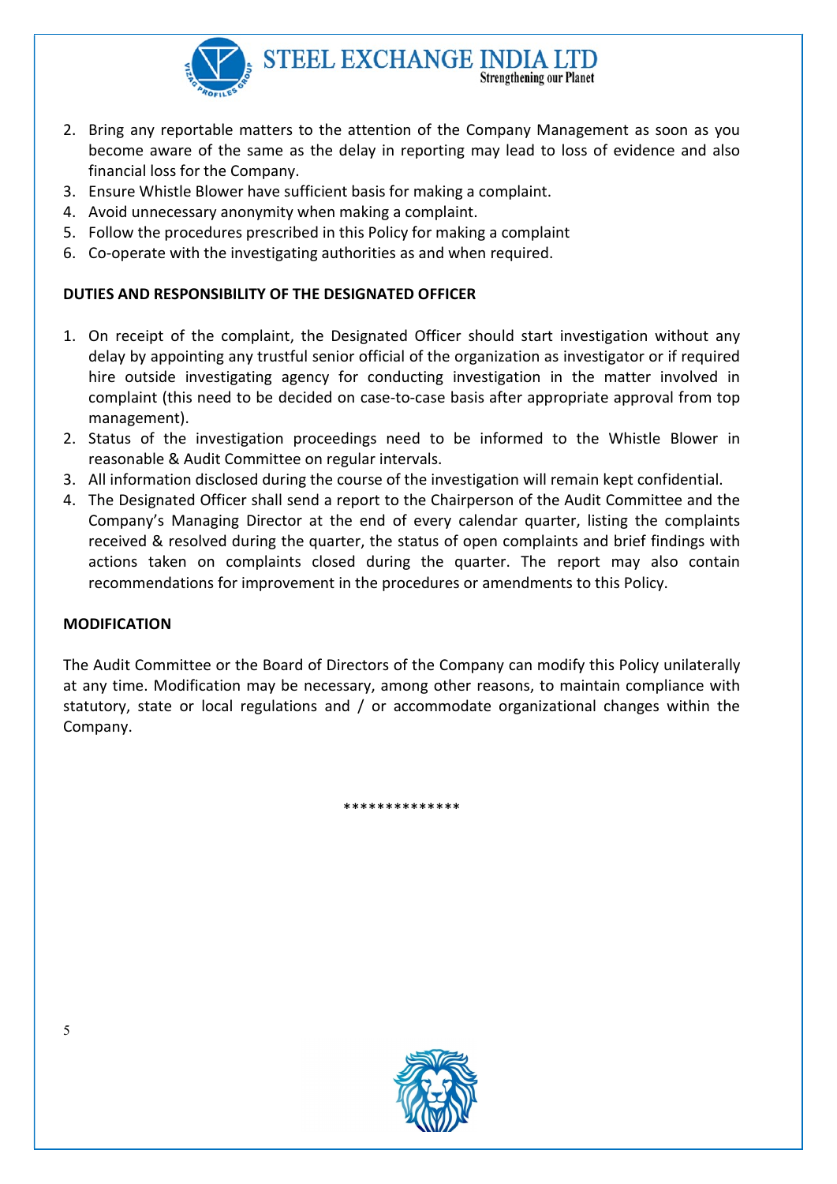2. Bring any reportable matters to the attention of the Company Management as soon as you become aware of the same as the delay in reporting may lead to loss of evidence and also financial loss for the Company.
3. Ensure Whistle Blower have sufficient basis for making a complaint.
4. Avoid unnecessary anonymity when making a complaint.
5. Follow the procedures prescribed in this Policy for making a complaint
6. Co-operate with the investigating authorities as and when required.

**DUTIES AND RESPONSIBILITY OF THE DESIGNATED OFFICER**

1. On receipt of the complaint, the Designated Officer should start investigation without any delay by appointing any trustful senior official of the organization as investigator or if required hire outside investigating agency for conducting investigation in the matter involved in complaint (this need to be decided on case-to-case basis after appropriate approval from top management).
2. Status of the investigation proceedings need to be informed to the Whistle Blower in reasonable & Audit Committee on regular intervals.
3. All information disclosed during the course of the investigation will remain kept confidential.
4. The Designated Officer shall send a report to the Chairperson of the Audit Committee and the Company's Managing Director at the end of every calendar quarter, listing the complaints received & resolved during the quarter, the status of open complaints and brief findings with actions taken on complaints closed during the quarter. The report may also contain recommendations for improvement in the procedures or amendments to this Policy.

**MODIFICATION**

The Audit Committee or the Board of Directors of the Company can modify this Policy unilaterally at any time. Modification may be necessary, among other reasons, to maintain compliance with statutory, state or local regulations and / or accommodate organizational changes within the Company.

**************